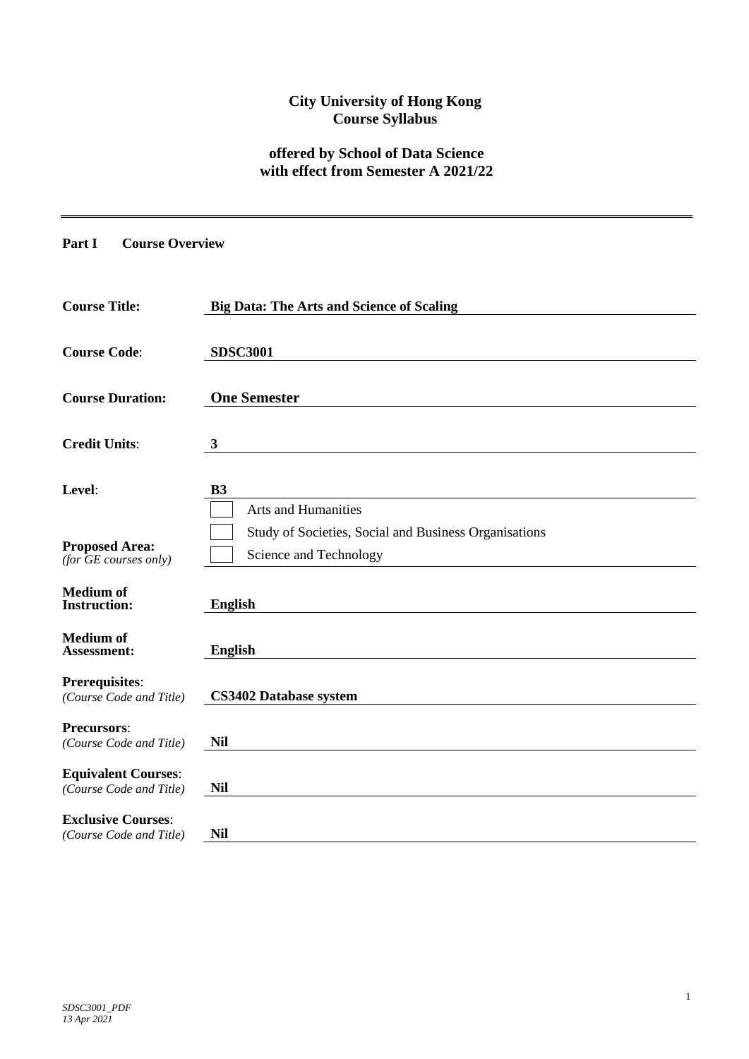# City University of Hong Kong
# Course Syllabus

## offered by School of Data Science
## with effect from Semester A 2021/22

---

**Part I Course Overview**

| | |
|---|---|
| **Course Title:** | **Big Data: The Arts and Science of Scaling** |
| **Course Code:** | **SDSC3001** |
| **Course Duration:** | **One Semester** |
| **Credit Units:** | **3** |
| **Level:** | **B3** |
| **Proposed Area:** *(for GE courses only)* | ☐ Arts and Humanities<br>☐ Study of Societies, Social and Business Organisations<br>☐ Science and Technology |
| **Medium of Instruction:** | **English** |
| **Medium of Assessment:** | **English** |
| **Prerequisites:** *(Course Code and Title)* | **CS3402 Database system** |
| **Precursors:** *(Course Code and Title)* | **Nil** |
| **Equivalent Courses:** *(Course Code and Title)* | **Nil** |
| **Exclusive Courses:** *(Course Code and Title)* | **Nil** |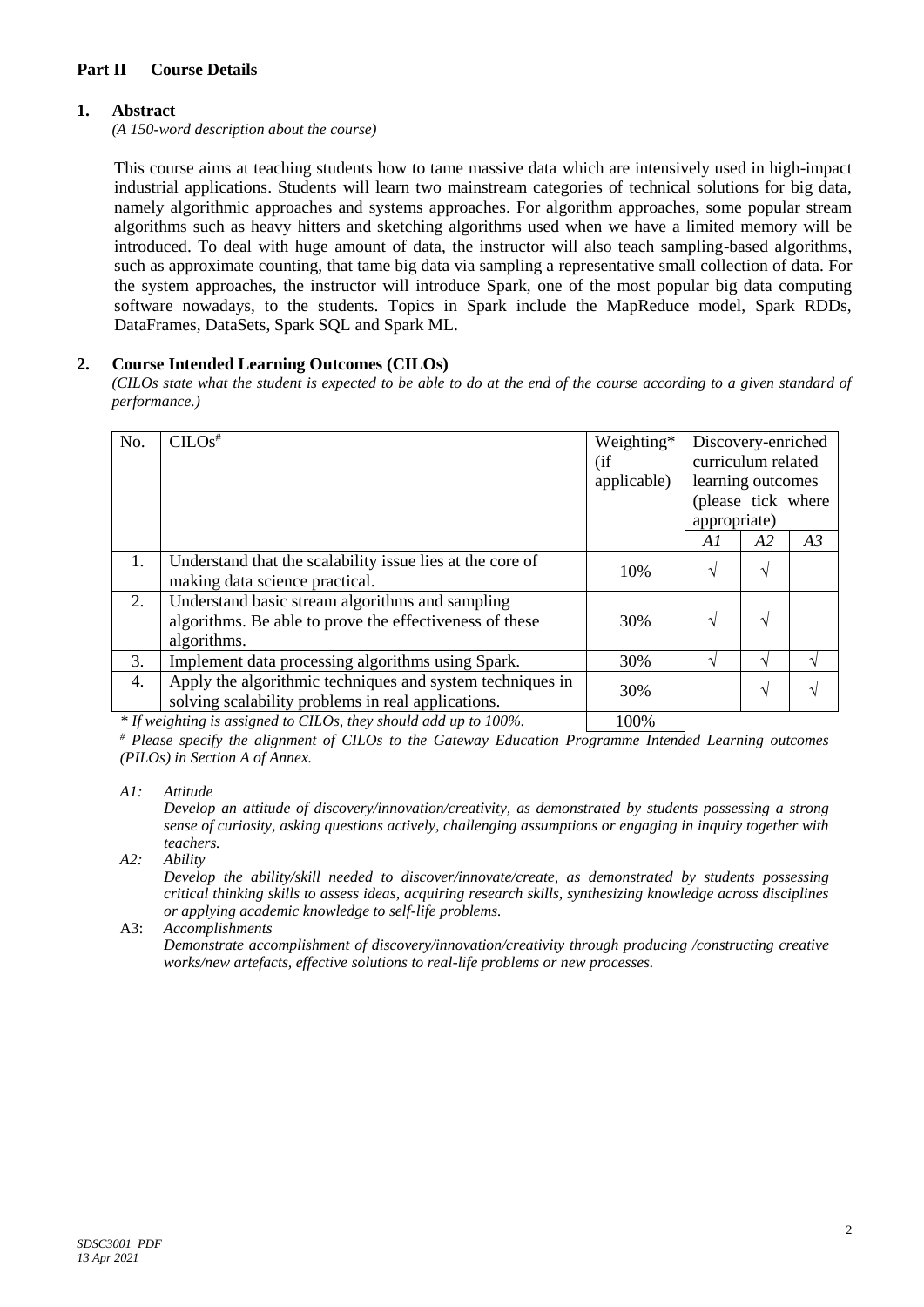## Part II Course Details

### 1. Abstract

*(A 150-word description about the course)*

This course aims at teaching students how to tame massive data which are intensively used in high-impact industrial applications. Students will learn two mainstream categories of technical solutions for big data, namely algorithmic approaches and systems approaches. For algorithm approaches, some popular stream algorithms such as heavy hitters and sketching algorithms used when we have a limited memory will be introduced. To deal with huge amount of data, the instructor will also teach sampling-based algorithms, such as approximate counting, that tame big data via sampling a representative small collection of data. For the system approaches, the instructor will introduce Spark, one of the most popular big data computing software nowadays, to the students. Topics in Spark include the MapReduce model, Spark RDDs, DataFrames, DataSets, Spark SQL and Spark ML.

### 2. Course Intended Learning Outcomes (CILOs)

*(CILOs state what the student is expected to be able to do at the end of the course according to a given standard of performance.)*

| No. | CILOs# | Weighting* (if applicable) | Discovery-enriched curriculum related learning outcomes (please tick where appropriate) | | |
|---|---|---|---|---|---|
| | | | *A1* | *A2* | *A3* |
| 1. | Understand that the scalability issue lies at the core of making data science practical. | 10% | √ | √ | |
| 2. | Understand basic stream algorithms and sampling algorithms. Be able to prove the effectiveness of these algorithms. | 30% | √ | √ | |
| 3. | Implement data processing algorithms using Spark. | 30% | √ | √ | √ |
| 4. | Apply the algorithmic techniques and system techniques in solving scalability problems in real applications. | 30% | | √ | √ |
| | | 100% | | | |

*\* If weighting is assigned to CILOs, they should add up to 100%.*

*# Please specify the alignment of CILOs to the Gateway Education Programme Intended Learning outcomes (PILOs) in Section A of Annex.*

*A1: Attitude*
*Develop an attitude of discovery/innovation/creativity, as demonstrated by students possessing a strong sense of curiosity, asking questions actively, challenging assumptions or engaging in inquiry together with teachers.*

*A2: Ability*
*Develop the ability/skill needed to discover/innovate/create, as demonstrated by students possessing critical thinking skills to assess ideas, acquiring research skills, synthesizing knowledge across disciplines or applying academic knowledge to self-life problems.*

A3: *Accomplishments*
*Demonstrate accomplishment of discovery/innovation/creativity through producing /constructing creative works/new artefacts, effective solutions to real-life problems or new processes.*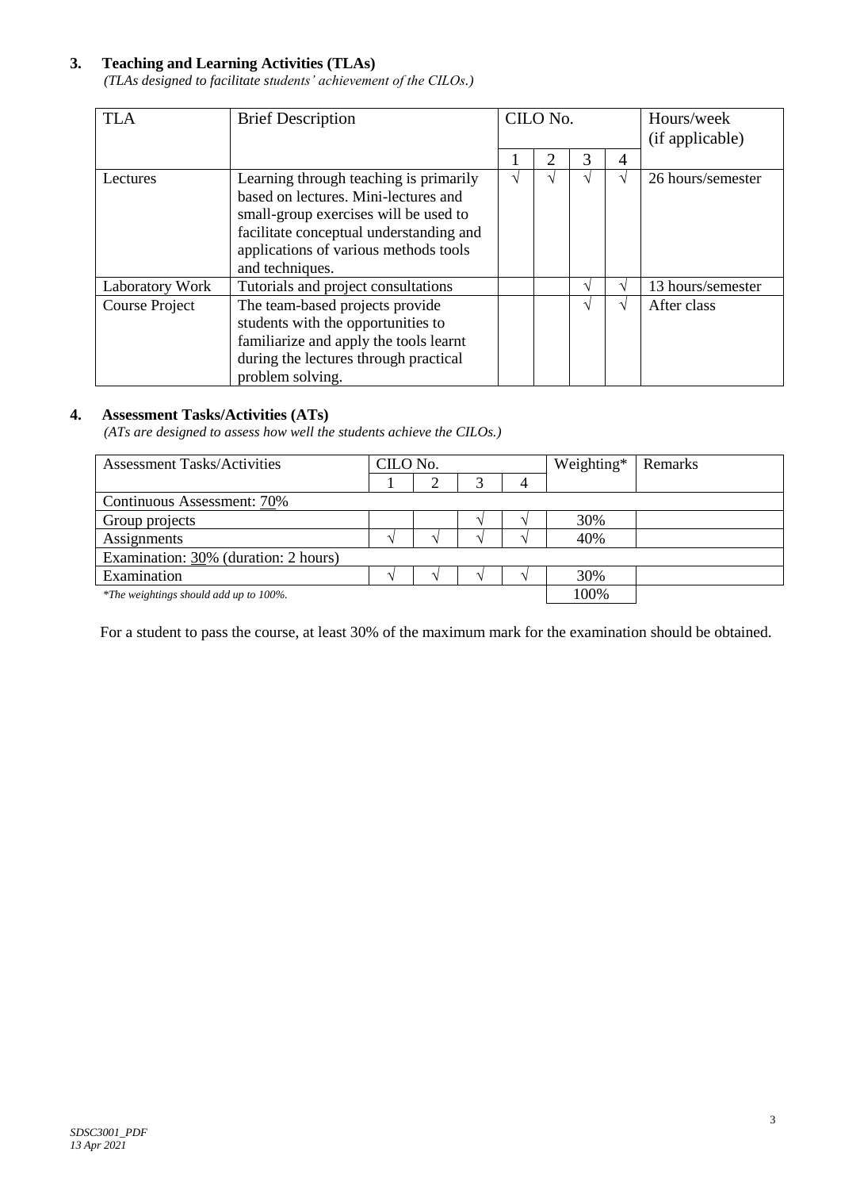## 3. Teaching and Learning Activities (TLAs)

*(TLAs designed to facilitate students' achievement of the CILOs.)*

| TLA | Brief Description | CILO No. | | | | Hours/week (if applicable) |
|---|---|---|---|---|---|---|
| | | 1 | 2 | 3 | 4 | |
| Lectures | Learning through teaching is primarily based on lectures. Mini-lectures and small-group exercises will be used to facilitate conceptual understanding and applications of various methods tools and techniques. | √ | √ | √ | √ | 26 hours/semester |
| Laboratory Work | Tutorials and project consultations | | | √ | √ | 13 hours/semester |
| Course Project | The team-based projects provide students with the opportunities to familiarize and apply the tools learnt during the lectures through practical problem solving. | | | √ | √ | After class |

## 4. Assessment Tasks/Activities (ATs)

*(ATs are designed to assess how well the students achieve the CILOs.)*

| Assessment Tasks/Activities | CILO No. | | | | Weighting* | Remarks |
|---|---|---|---|---|---|---|
| | 1 | 2 | 3 | 4 | | |
| Continuous Assessment: 70% | | | | | | |
| Group projects | | | √ | √ | 30% | |
| Assignments | √ | √ | √ | √ | 40% | |
| Examination: 30% (duration: 2 hours) | | | | | | |
| Examination | √ | √ | √ | √ | 30% | |
| *\*The weightings should add up to 100%.* | | | | | 100% | |

For a student to pass the course, at least 30% of the maximum mark for the examination should be obtained.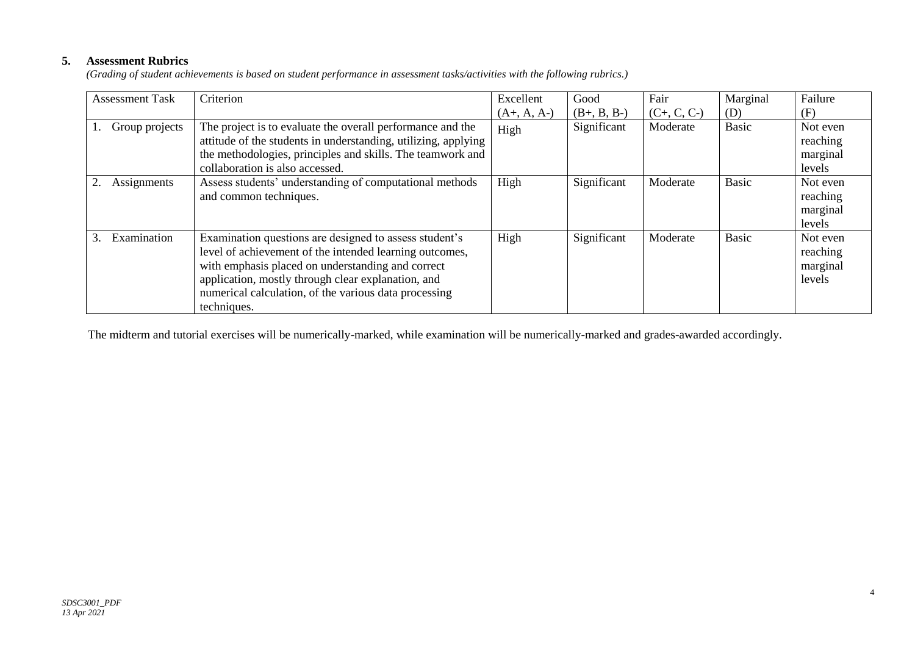## 5. Assessment Rubrics

*(Grading of student achievements is based on student performance in assessment tasks/activities with the following rubrics.)*

| Assessment Task | Criterion | Excellent (A+, A, A-) | Good (B+, B, B-) | Fair (C+, C, C-) | Marginal (D) | Failure (F) |
|---|---|---|---|---|---|---|
| 1. Group projects | The project is to evaluate the overall performance and the attitude of the students in understanding, utilizing, applying the methodologies, principles and skills. The teamwork and collaboration is also accessed. | High | Significant | Moderate | Basic | Not even reaching marginal levels |
| 2. Assignments | Assess students' understanding of computational methods and common techniques. | High | Significant | Moderate | Basic | Not even reaching marginal levels |
| 3. Examination | Examination questions are designed to assess student's level of achievement of the intended learning outcomes, with emphasis placed on understanding and correct application, mostly through clear explanation, and numerical calculation, of the various data processing techniques. | High | Significant | Moderate | Basic | Not even reaching marginal levels |

The midterm and tutorial exercises will be numerically-marked, while examination will be numerically-marked and grades-awarded accordingly.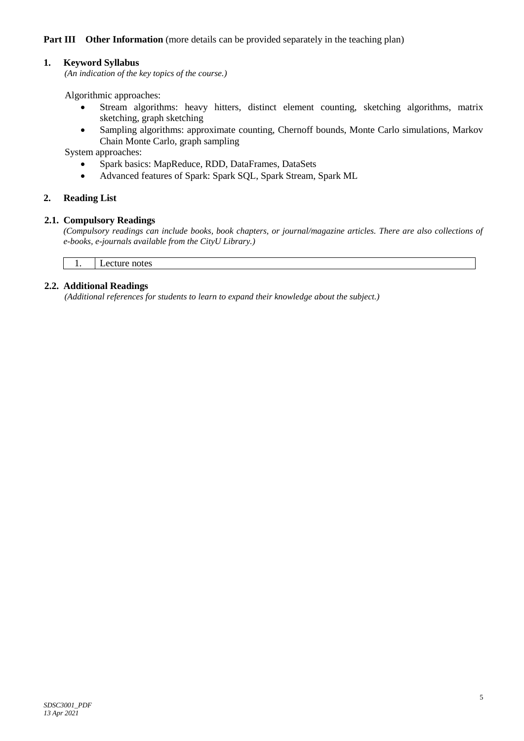## Part III Other Information (more details can be provided separately in the teaching plan)

### 1. Keyword Syllabus

*(An indication of the key topics of the course.)*

Algorithmic approaches:

- Stream algorithms: heavy hitters, distinct element counting, sketching algorithms, matrix sketching, graph sketching
- Sampling algorithms: approximate counting, Chernoff bounds, Monte Carlo simulations, Markov Chain Monte Carlo, graph sampling

System approaches:

- Spark basics: MapReduce, RDD, DataFrames, DataSets
- Advanced features of Spark: Spark SQL, Spark Stream, Spark ML

### 2. Reading List

#### 2.1. Compulsory Readings

*(Compulsory readings can include books, book chapters, or journal/magazine articles. There are also collections of e-books, e-journals available from the CityU Library.)*

| | |
|---|---|
| 1. | Lecture notes |

#### 2.2. Additional Readings

*(Additional references for students to learn to expand their knowledge about the subject.)*